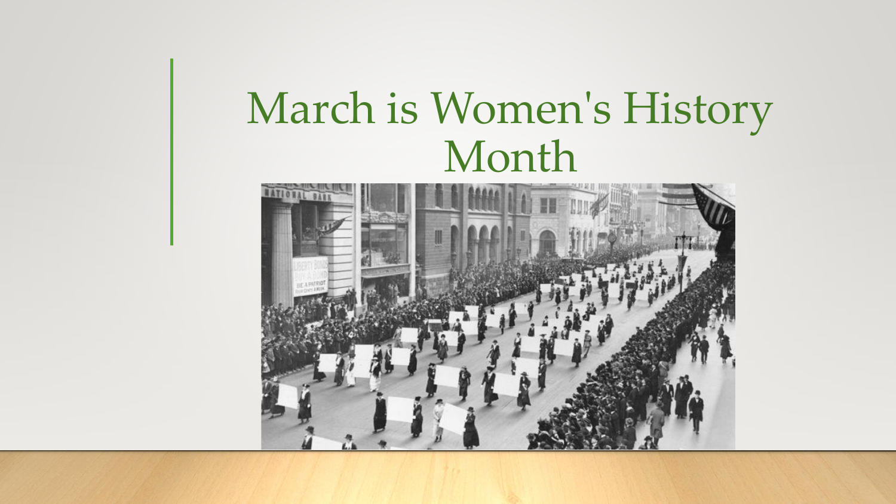# March is Women's History Month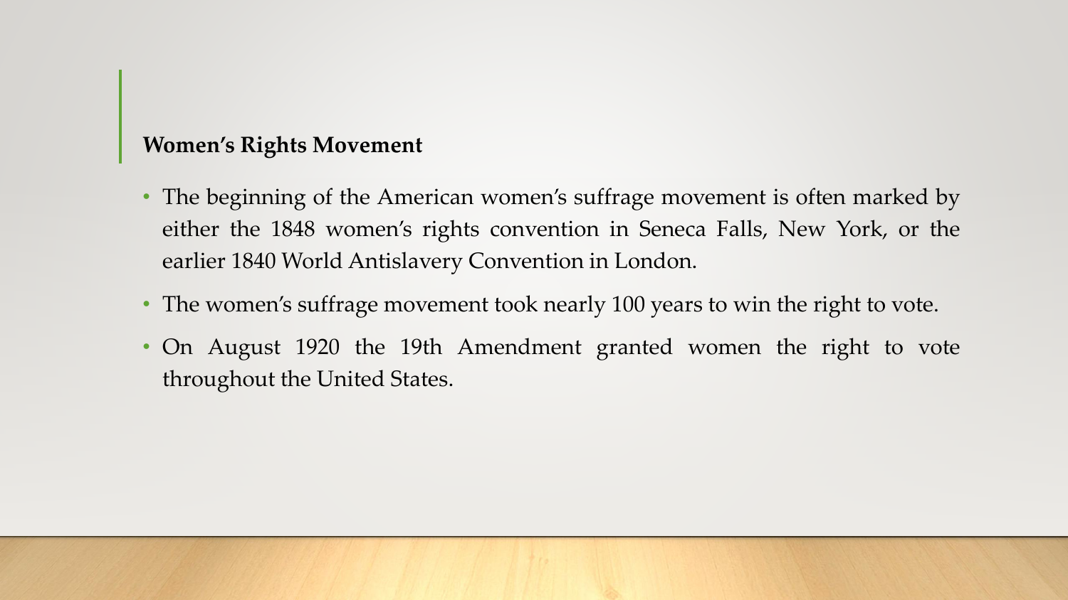## Women's Rights Movement

- The beginning of the American women's suffrage movement is often marked by either the 1848 women's rights convention in Seneca Falls, New York, or the earlier 1840 World Antislavery Convention in London.
- The women's suffrage movement took nearly 100 years to win the right to vote.
- On August 1920 the 19th Amendment granted women the right to vote throughout the United States.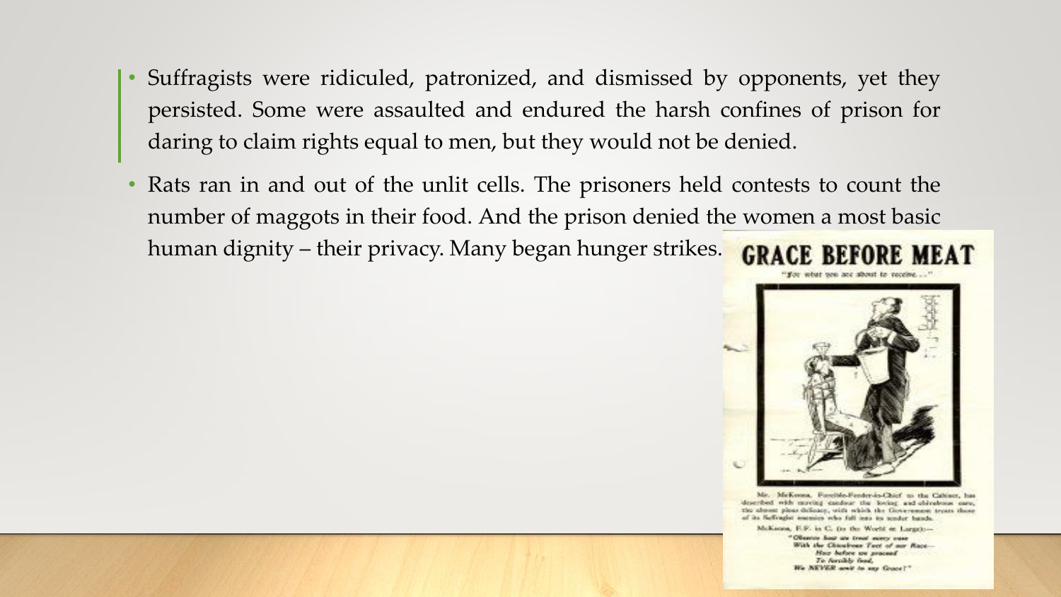- Suffragists were ridiculed, patronized, and dismissed by opponents, yet they persisted. Some were assaulted and endured the harsh confines of prison for daring to claim rights equal to men, but they would not be denied.
- Rats ran in and out of the unlit cells. The prisoners held contests to count the number of maggots in their food. And the prison denied the women a most basic human dignity – their privacy. Many began hunger strikes.

**GRACE BEFORE MEAT**

"For what you are about to receive..."

Mr. McKenna, Forcible-Feeder-in-Chief to the Cabinet, has described with moving candour the loving and chivalrous care, the almost pious delicacy, with which the Government treats those of its Suffragist enemies who fall into its tender hands.

McKenna, F.F. in C. (to the World at Large):—

*"Observe how we treat every case*
*With the Chivalrous Tact of our Race—*
*How before we proceed*
*To forcibly feed,*
*We NEVER omit to say Grace!"*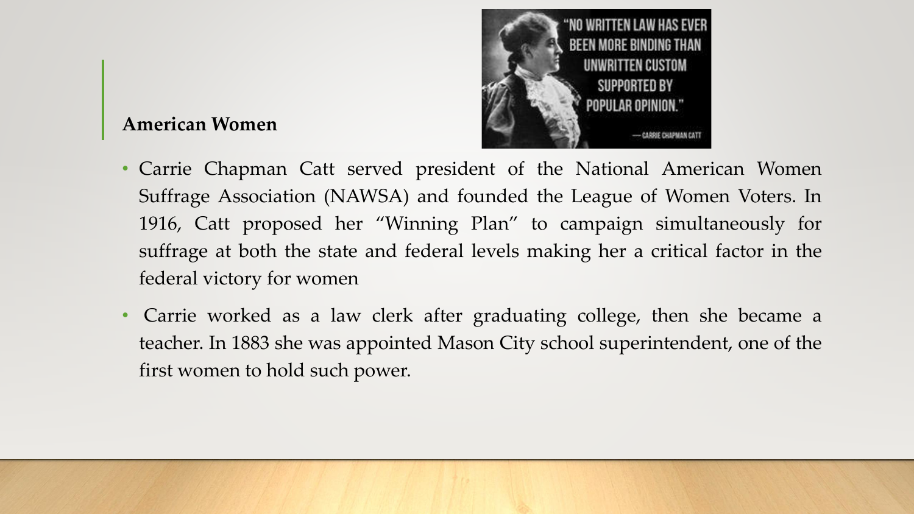## American Women

- Carrie Chapman Catt served president of the National American Women Suffrage Association (NAWSA) and founded the League of Women Voters. In 1916, Catt proposed her "Winning Plan" to campaign simultaneously for suffrage at both the state and federal levels making her a critical factor in the federal victory for women
- Carrie worked as a law clerk after graduating college, then she became a teacher. In 1883 she was appointed Mason City school superintendent, one of the first women to hold such power.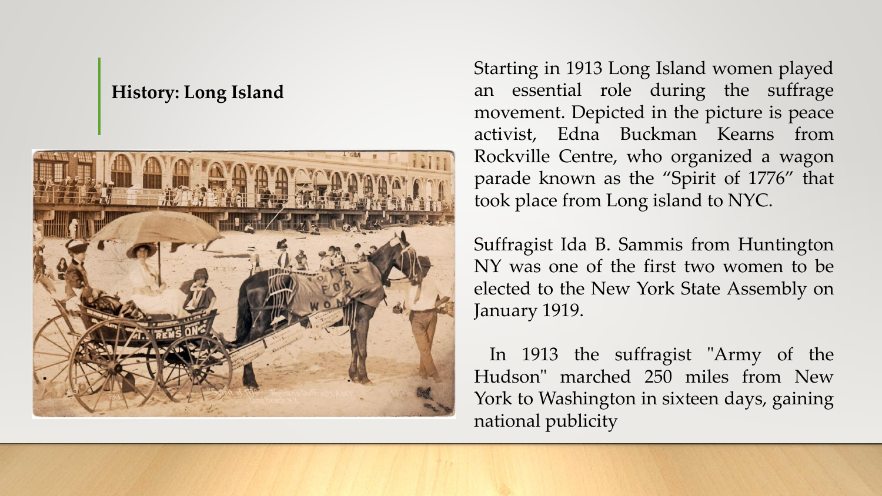## History: Long Island

Starting in 1913 Long Island women played an essential role during the suffrage movement. Depicted in the picture is peace activist, Edna Buckman Kearns from Rockville Centre, who organized a wagon parade known as the "Spirit of 1776" that took place from Long island to NYC.

Suffragist Ida B. Sammis from Huntington NY was one of the first two women to be elected to the New York State Assembly on January 1919.

In 1913 the suffragist "Army of the Hudson" marched 250 miles from New York to Washington in sixteen days, gaining national publicity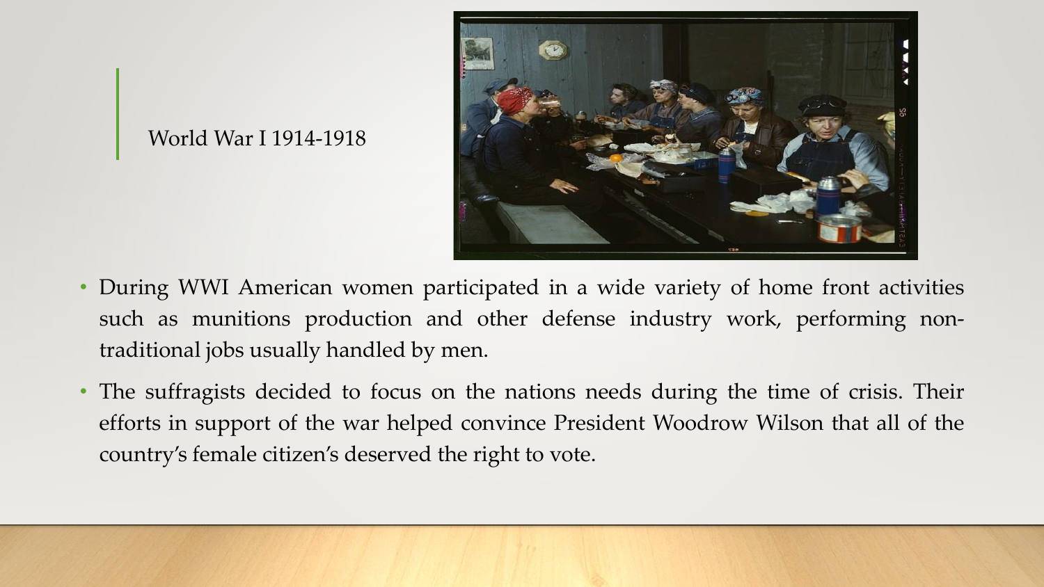## World War I 1914-1918

- During WWI American women participated in a wide variety of home front activities such as munitions production and other defense industry work, performing non-traditional jobs usually handled by men.
- The suffragists decided to focus on the nations needs during the time of crisis. Their efforts in support of the war helped convince President Woodrow Wilson that all of the country's female citizen's deserved the right to vote.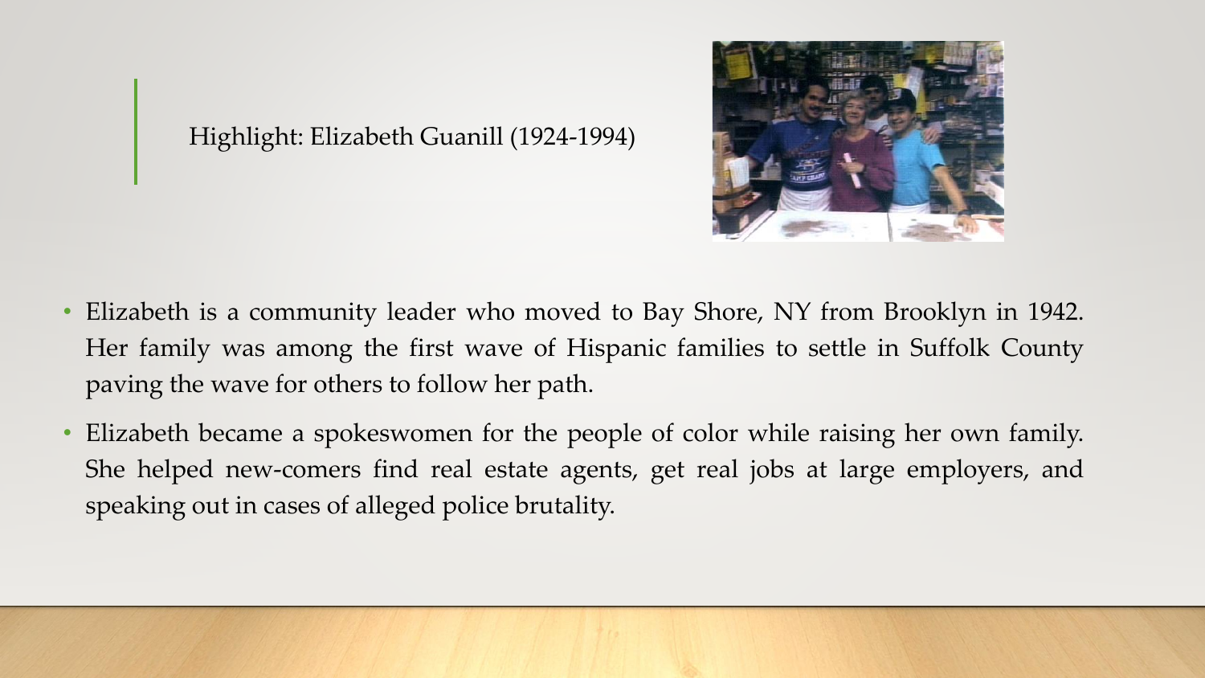## Highlight: Elizabeth Guanill (1924-1994)

- Elizabeth is a community leader who moved to Bay Shore, NY from Brooklyn in 1942. Her family was among the first wave of Hispanic families to settle in Suffolk County paving the wave for others to follow her path.
- Elizabeth became a spokeswomen for the people of color while raising her own family. She helped new-comers find real estate agents, get real jobs at large employers, and speaking out in cases of alleged police brutality.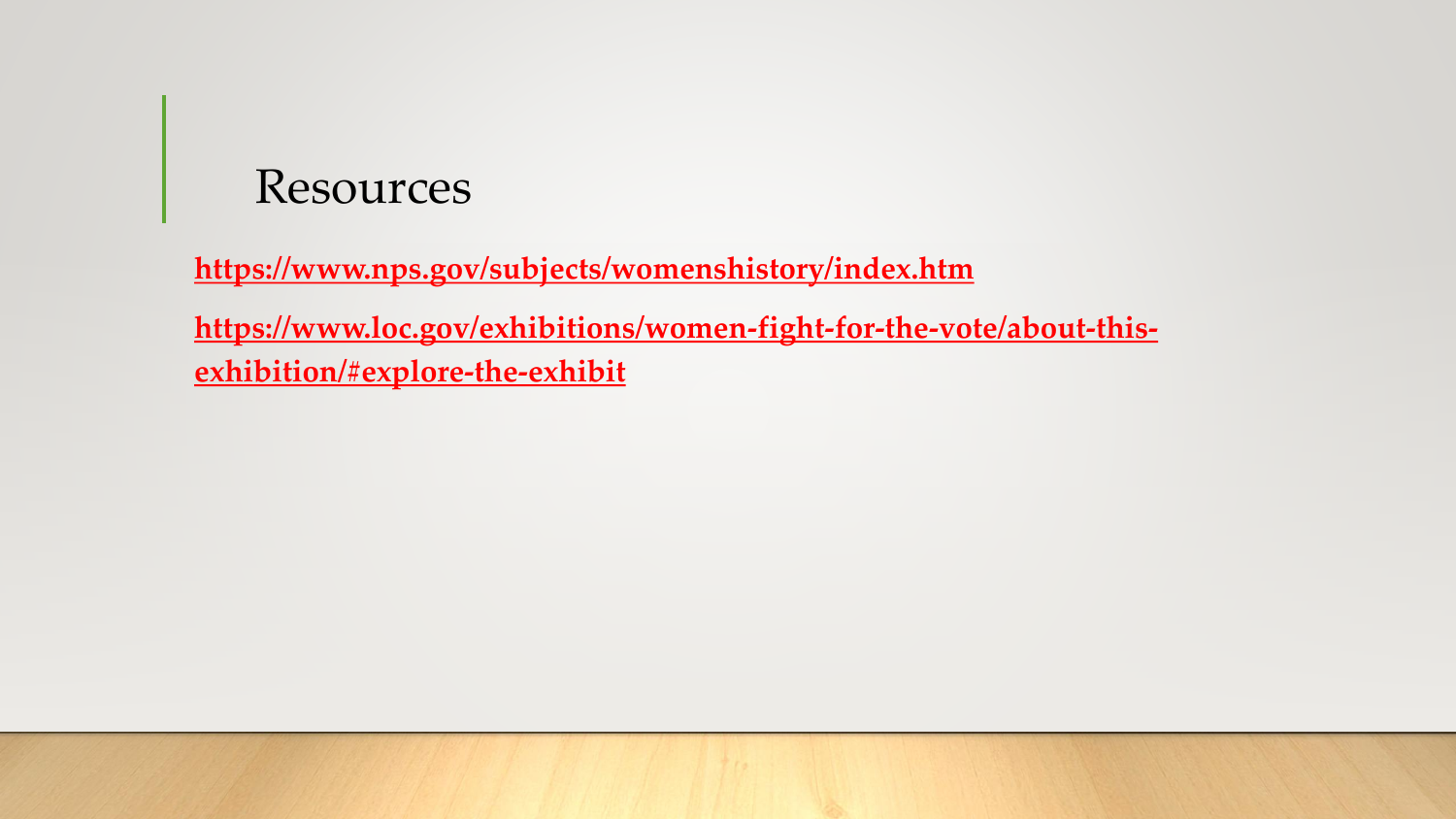# Resources

**https://www.nps.gov/subjects/womenshistory/index.htm**

**https://www.loc.gov/exhibitions/women-fight-for-the-vote/about-this-exhibition/#explore-the-exhibit**